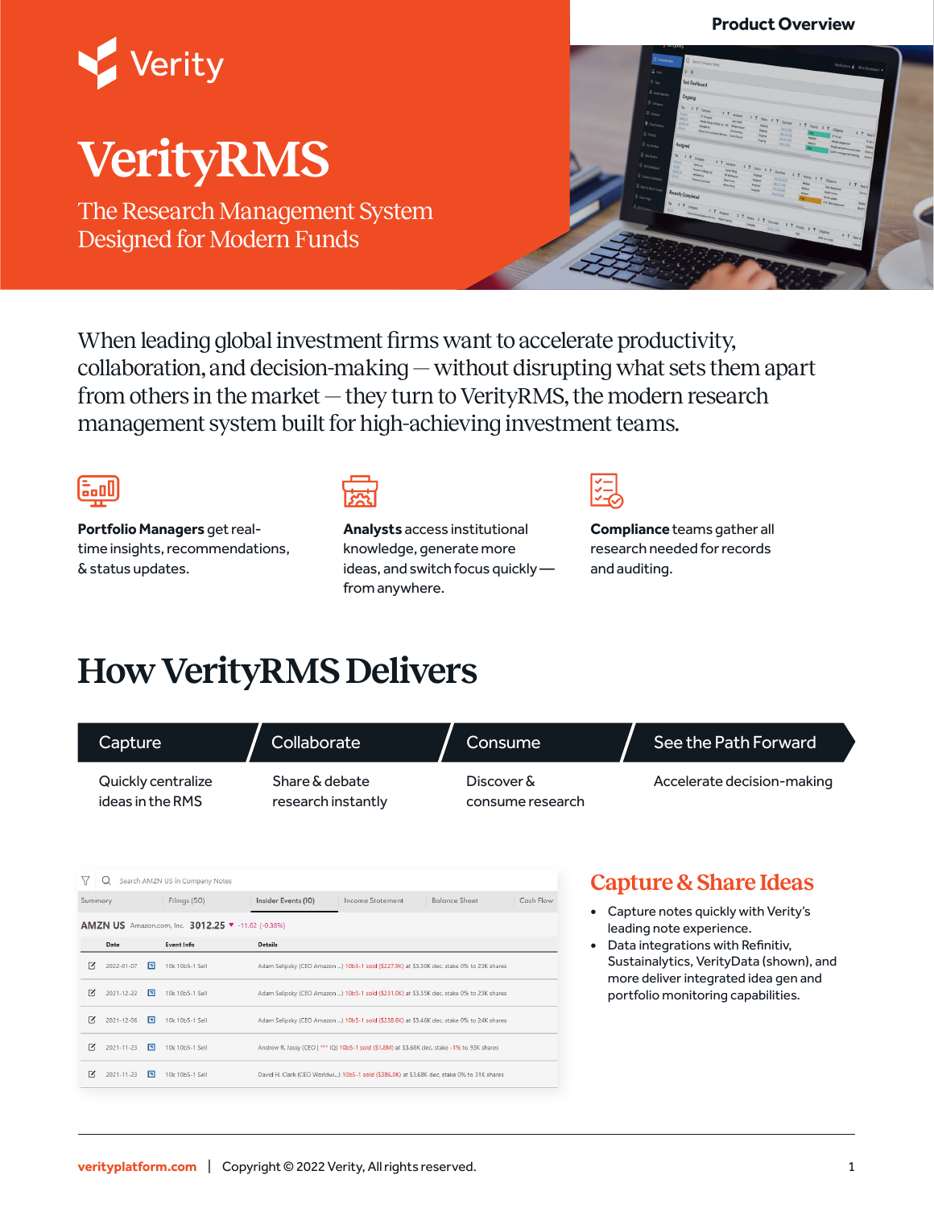Product Overview

Verity

# VerityRMS

The Research Management System Designed for Modern Funds

When leading global investment firms want to accelerate productivity, collaboration, and decision-making — without disrupting what sets them apart from others in the market — they turn to VerityRMS, the modern research management system built for high-achieving investment teams.

**Portfolio Managers** get real-time insights, recommendations, & status updates.

**Analysts** access institutional knowledge, generate more ideas, and switch focus quickly — from anywhere.

**Compliance** teams gather all research needed for records and auditing.

## How VerityRMS Delivers

| Capture | Collaborate | Consume | See the Path Forward |
|---|---|---|---|
| Quickly centralize ideas in the RMS | Share & debate research instantly | Discover & consume research | Accelerate decision-making |

Search AMZN US in Company Notes

Summary | Filings (50) | Insider Events (10) | Income Statement | Balance Sheet | Cash Flow

AMZN US Amazon.com, Inc. 3012.25 ▼ -11.62 (-0.38%)

| Date | Event Info | Details |
|---|---|---|
| 2022-01-07 | 10k 10b5-1 Sell | Adam Selipsky (CEO Amazon ...) 10b5-1 sold ($227.9K) at $3.30K dec. stake 0% to 23K shares |
| 2021-12-22 | 10k 10b5-1 Sell | Adam Selipsky (CEO Amazon ...) 10b5-1 sold ($231.0K) at $3.35K dec. stake 0% to 23K shares |
| 2021-12-06 | 10k 10b5-1 Sell | Adam Selipsky (CEO Amazon ...) 10b5-1 sold ($238.6K) at $3.46K dec. stake 0% to 24K shares |
| 2021-11-23 | 10k 10b5-1 Sell | Andrew R. Jassy (CEO) | *** IQ) 10b5-1 sold ($1.8M) at $3.68K dec. stake -1% to 93K shares |
| 2021-11-23 | 10k 10b5-1 Sell | David H. Clark (CEO Worldwi...) 10b5-1 sold ($386.0K) at $3.68K dec. stake 0% to 31K shares |

### Capture & Share Ideas

- Capture notes quickly with Verity's leading note experience.
- Data integrations with Refinitiv, Sustainalytics, VerityData (shown), and more deliver integrated idea gen and portfolio monitoring capabilities.

verityplatform.com | Copyright © 2022 Verity, All rights reserved.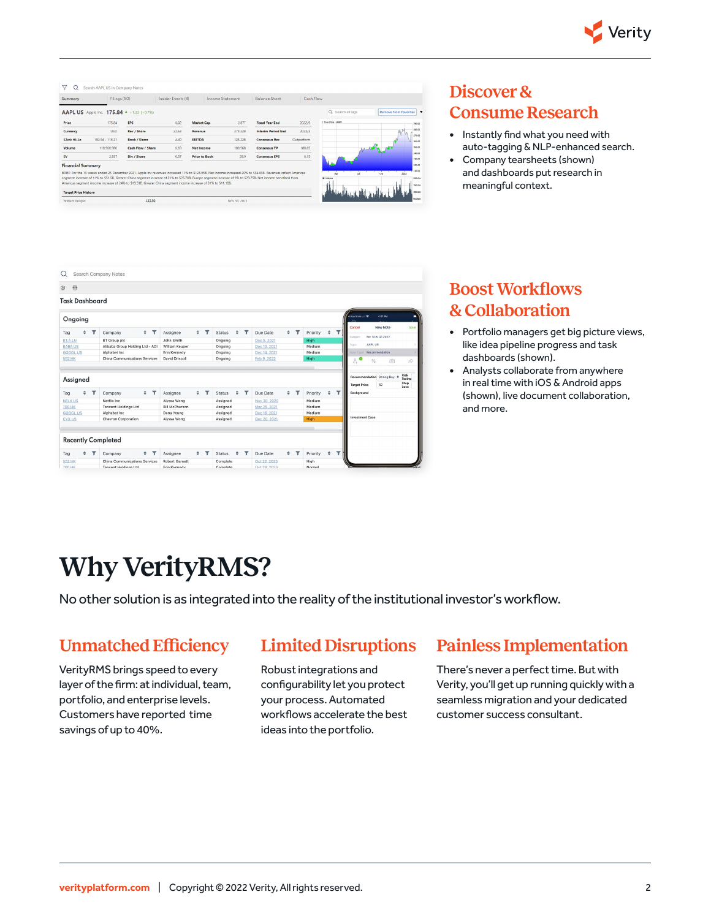## Discover & Consume Research

- Instantly find what you need with auto-tagging & NLP-enhanced search.
- Company tearsheets (shown) and dashboards put research in meaningful context.

## Boost Workflows & Collaboration

- Portfolio managers get big picture views, like idea pipeline progress and task dashboards (shown).
- Analysts collaborate from anywhere in real time with iOS & Android apps (shown), live document collaboration, and more.

# Why VerityRMS?

No other solution is as integrated into the reality of the institutional investor's workflow.

## Unmatched Efficiency

VerityRMS brings speed to every layer of the firm: at individual, team, portfolio, and enterprise levels. Customers have reported time savings of up to 40%.

## Limited Disruptions

Robust integrations and configurability let you protect your process. Automated workflows accelerate the best ideas into the portfolio.

## Painless Implementation

There's never a perfect time. But with Verity, you'll get up running quickly with a seamless migration and your dedicated customer success consultant.

verityplatform.com | Copyright © 2022 Verity, All rights reserved.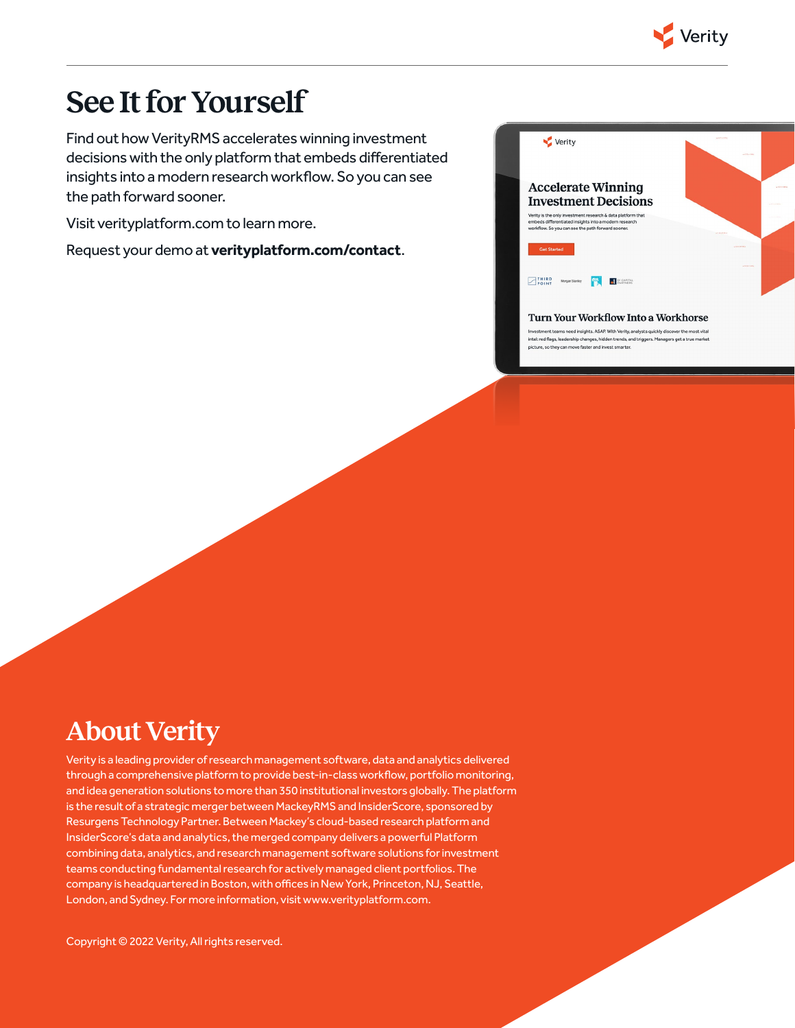# See It for Yourself

Find out how VerityRMS accelerates winning investment decisions with the only platform that embeds differentiated insights into a modern research workflow. So you can see the path forward sooner.

Visit verityplatform.com to learn more.

Request your demo at **verityplatform.com/contact**.

# About Verity

Verity is a leading provider of research management software, data and analytics delivered through a comprehensive platform to provide best-in-class workflow, portfolio monitoring, and idea generation solutions to more than 350 institutional investors globally. The platform is the result of a strategic merger between MackeyRMS and InsiderScore, sponsored by Resurgens Technology Partner. Between Mackey's cloud-based research platform and InsiderScore's data and analytics, the merged company delivers a powerful Platform combining data, analytics, and research management software solutions for investment teams conducting fundamental research for actively managed client portfolios. The company is headquartered in Boston, with offices in New York, Princeton, NJ, Seattle, London, and Sydney. For more information, visit www.verityplatform.com.

Copyright © 2022 Verity, All rights reserved.